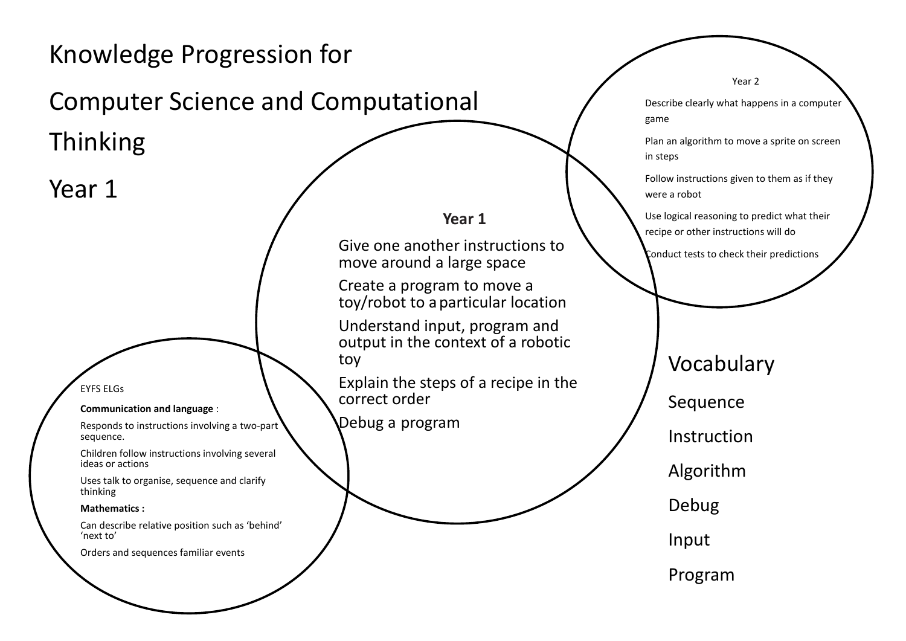# Knowledge Progression for Computer Science and Computational Thinking

# Year 1

### EYFS ELGs

**Communication and language** :

Responds to instructions involving a two-part sequence.

Children follow instructions involving several ideas or actions

Uses talk to organise, sequence and clarify thinking

**Mathematics :**

Can describe relative position such as 'behind' 'next to'

Orders and sequences familiar events

### Year 1

Give one another instructions to move around a large space

Create a program to move a toy/robot to a particular location

Understand input, program and output in the context of a robotic toy

Explain the steps of a recipe in the correct order

Debug a program

### Year 2

Describe clearly what happens in a computer game

Plan an algorithm to move a sprite on screen in steps

Follow instructions given to them as if they were a robot

Use logical reasoning to predict what their recipe or other instructions will do

Conduct tests to check their predictions

## Vocabulary

Sequence

Instruction

Algorithm

Debug

Input

Program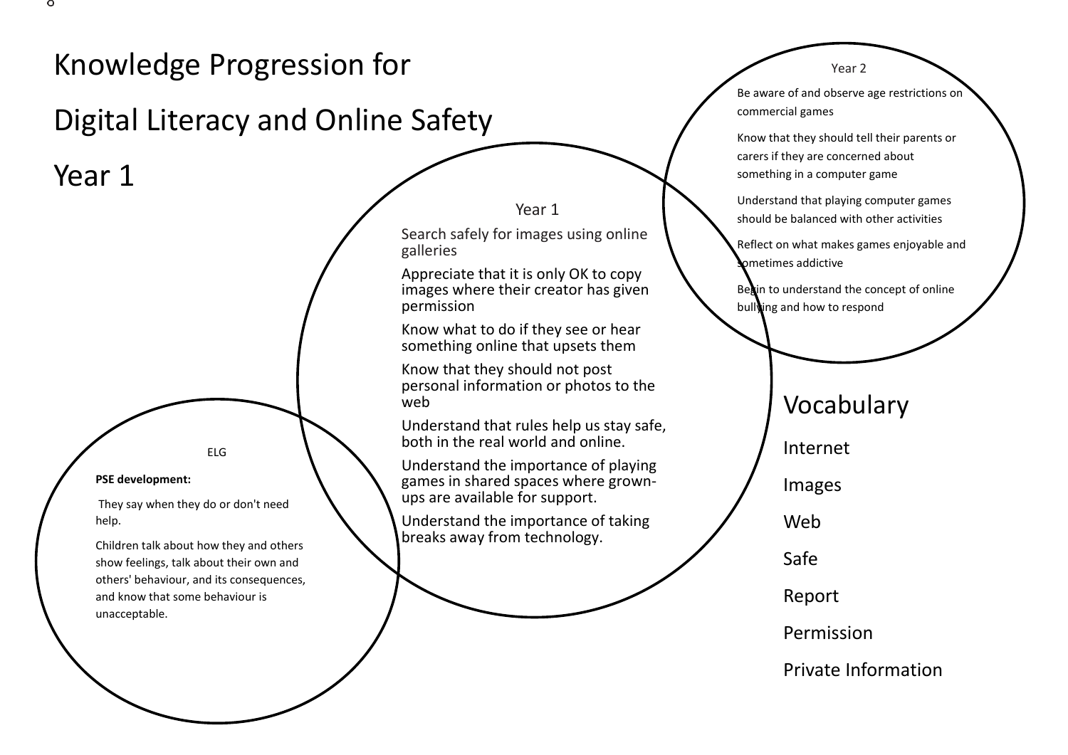# Knowledge Progression for

# Digital Literacy and Online Safety

# Year 1

### Year 1

- Search safely for images using online galleries
- Appreciate that it is only OK to copy images where their creator has given permission
- Know what to do if they see or hear something online that upsets them
- Know that they should not post personal information or photos to the web
- Understand that rules help us stay safe, both in the real world and online.
- Understand the importance of playing games in shared spaces where grown-ups are available for support.
- Understand the importance of taking breaks away from technology.

### Year 2

- Be aware of and observe age restrictions on commercial games
- Know that they should tell their parents or carers if they are concerned about something in a computer game
- Understand that playing computer games should be balanced with other activities
- Reflect on what makes games enjoyable and sometimes addictive
- Begin to understand the concept of online bullying and how to respond

### ELG

**PSE development:**

They say when they do or don't need help.

Children talk about how they and others show feelings, talk about their own and others' behaviour, and its consequences, and know that some behaviour is unacceptable.

## Vocabulary

- Internet
- Images
- Web
- Safe
- Report
- Permission
- Private Information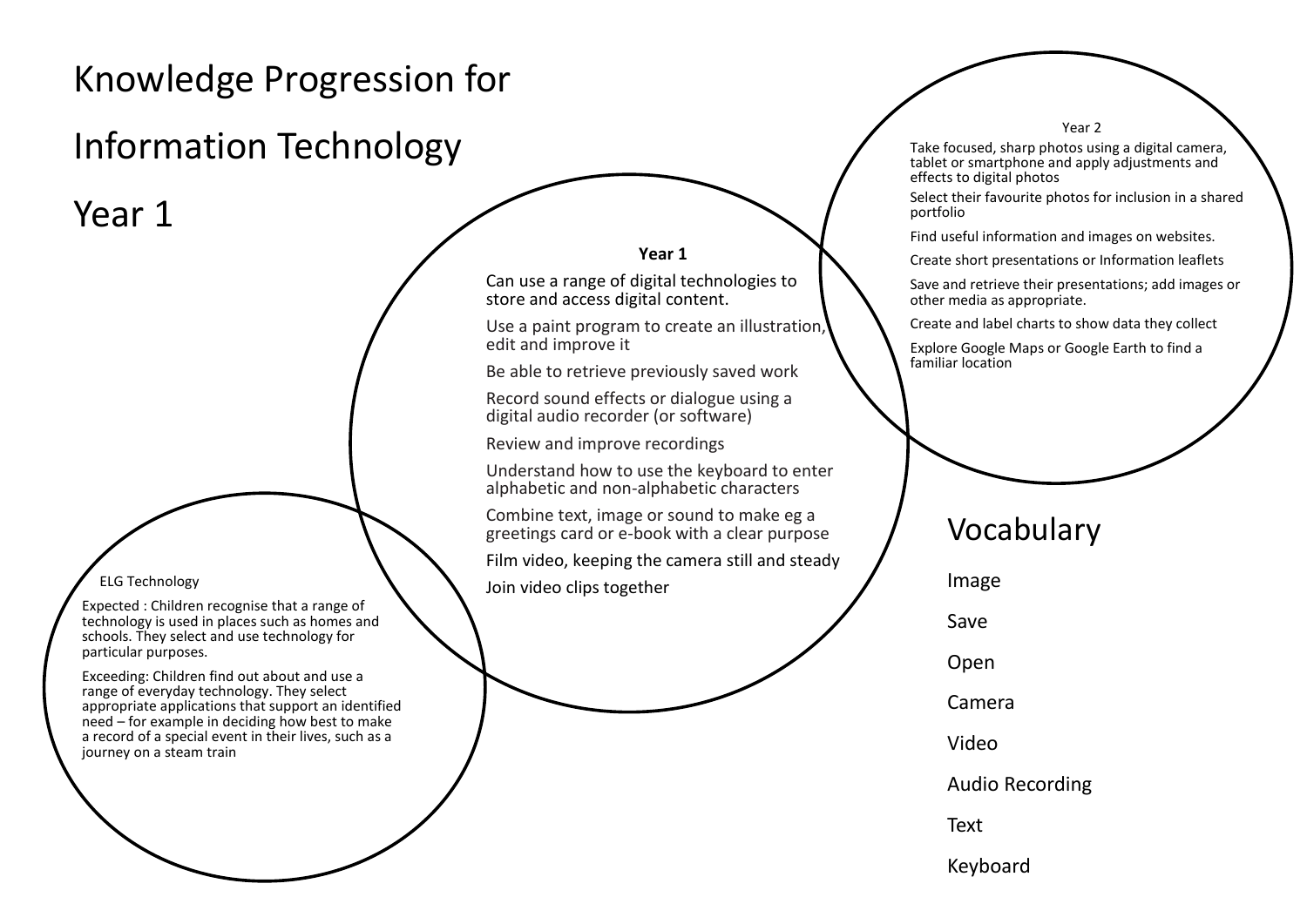# Knowledge Progression for Information Technology Year 1

### ELG Technology

Expected : Children recognise that a range of technology is used in places such as homes and schools. They select and use technology for particular purposes.

Exceeding: Children find out about and use a range of everyday technology. They select appropriate applications that support an identified need – for example in deciding how best to make a record of a special event in their lives, such as a journey on a steam train

### **Year 1**

Can use a range of digital technologies to store and access digital content.

Use a paint program to create an illustration, edit and improve it

Be able to retrieve previously saved work

Record sound effects or dialogue using a digital audio recorder (or software)

Review and improve recordings

Understand how to use the keyboard to enter alphabetic and non-alphabetic characters

Combine text, image or sound to make eg a greetings card or e-book with a clear purpose

Film video, keeping the camera still and steady

Join video clips together

### Year 2

Take focused, sharp photos using a digital camera, tablet or smartphone and apply adjustments and effects to digital photos

Select their favourite photos for inclusion in a shared portfolio

Find useful information and images on websites.

Create short presentations or Information leaflets

Save and retrieve their presentations; add images or other media as appropriate.

Create and label charts to show data they collect

Explore Google Maps or Google Earth to find a familiar location

## Vocabulary

Image

Save

Open

Camera

Video

Audio Recording

Text

Keyboard